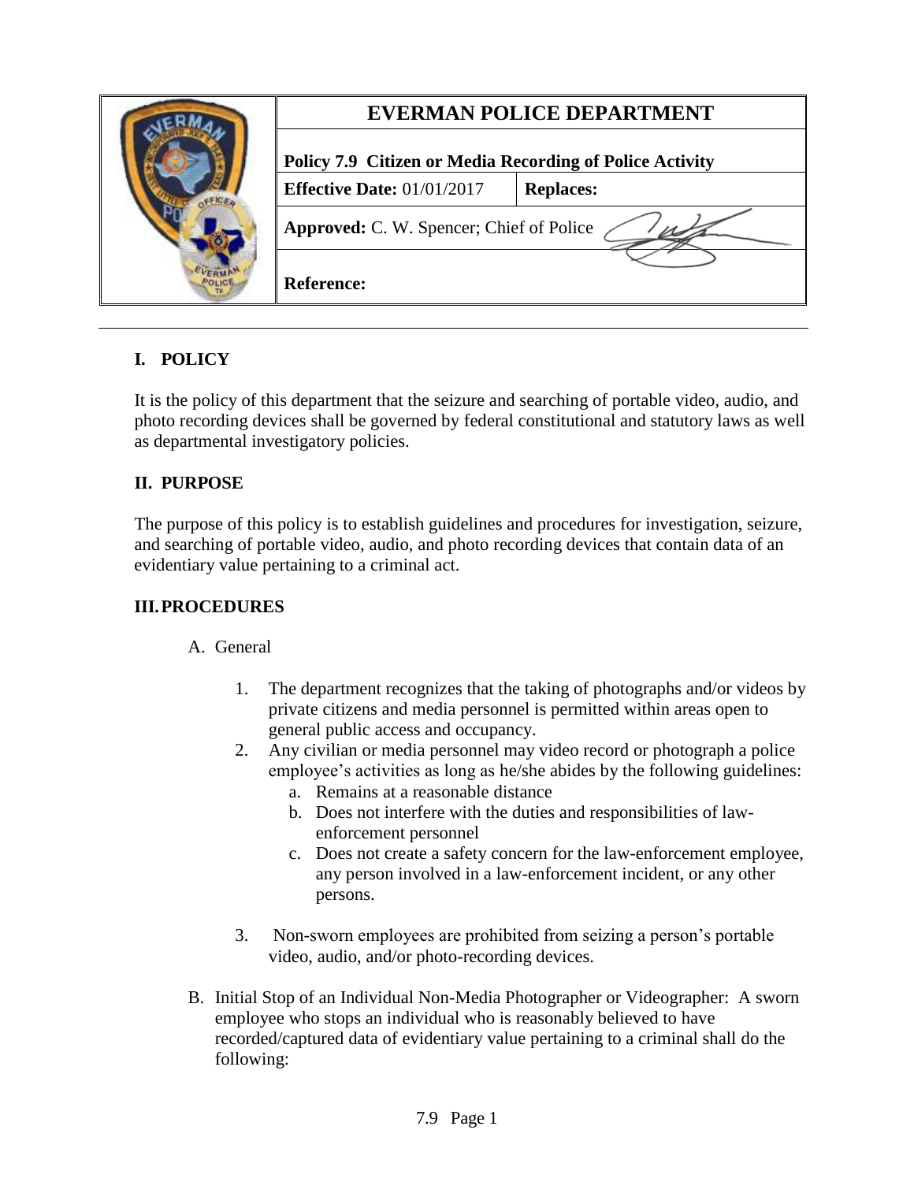| | EVERMAN POLICE DEPARTMENT | |
|---|---|---|
| | **Policy 7.9 Citizen or Media Recording of Police Activity** | |
| | **Effective Date:** 01/01/2017 | **Replaces:** |
| | **Approved:** C. W. Spencer; Chief of Police | |
| | **Reference:** | |

## I. POLICY

It is the policy of this department that the seizure and searching of portable video, audio, and photo recording devices shall be governed by federal constitutional and statutory laws as well as departmental investigatory policies.

## II. PURPOSE

The purpose of this policy is to establish guidelines and procedures for investigation, seizure, and searching of portable video, audio, and photo recording devices that contain data of an evidentiary value pertaining to a criminal act.

## III. PROCEDURES

A. General

1. The department recognizes that the taking of photographs and/or videos by private citizens and media personnel is permitted within areas open to general public access and occupancy.
2. Any civilian or media personnel may video record or photograph a police employee's activities as long as he/she abides by the following guidelines:
   a. Remains at a reasonable distance
   b. Does not interfere with the duties and responsibilities of law-enforcement personnel
   c. Does not create a safety concern for the law-enforcement employee, any person involved in a law-enforcement incident, or any other persons.
3. Non-sworn employees are prohibited from seizing a person's portable video, audio, and/or photo-recording devices.

B. Initial Stop of an Individual Non-Media Photographer or Videographer: A sworn employee who stops an individual who is reasonably believed to have recorded/captured data of evidentiary value pertaining to a criminal shall do the following: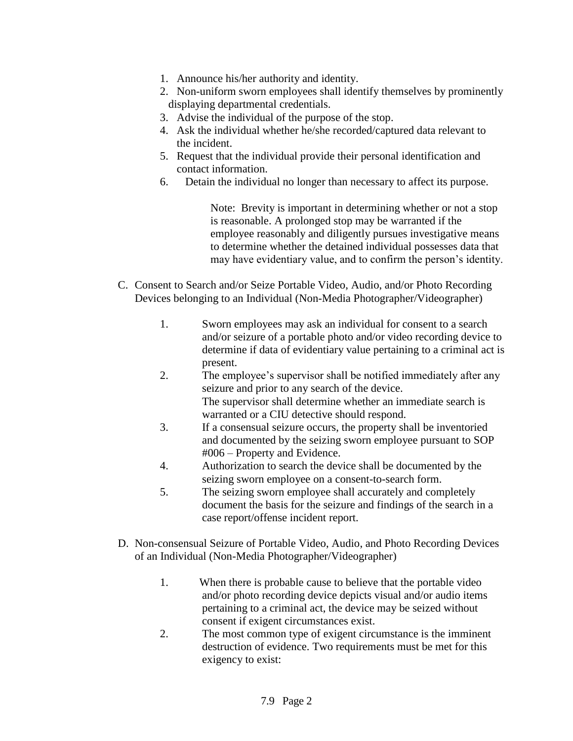1. Announce his/her authority and identity.
2. Non-uniform sworn employees shall identify themselves by prominently displaying departmental credentials.
3. Advise the individual of the purpose of the stop.
4. Ask the individual whether he/she recorded/captured data relevant to the incident.
5. Request that the individual provide their personal identification and contact information.
6. Detain the individual no longer than necessary to affect its purpose.

   Note: Brevity is important in determining whether or not a stop is reasonable. A prolonged stop may be warranted if the employee reasonably and diligently pursues investigative means to determine whether the detained individual possesses data that may have evidentiary value, and to confirm the person's identity.

C. Consent to Search and/or Seize Portable Video, Audio, and/or Photo Recording Devices belonging to an Individual (Non-Media Photographer/Videographer)

1. Sworn employees may ask an individual for consent to a search and/or seizure of a portable photo and/or video recording device to determine if data of evidentiary value pertaining to a criminal act is present.
2. The employee's supervisor shall be notified immediately after any seizure and prior to any search of the device. The supervisor shall determine whether an immediate search is warranted or a CIU detective should respond.
3. If a consensual seizure occurs, the property shall be inventoried and documented by the seizing sworn employee pursuant to SOP #006 – Property and Evidence.
4. Authorization to search the device shall be documented by the seizing sworn employee on a consent-to-search form.
5. The seizing sworn employee shall accurately and completely document the basis for the seizure and findings of the search in a case report/offense incident report.

D. Non-consensual Seizure of Portable Video, Audio, and Photo Recording Devices of an Individual (Non-Media Photographer/Videographer)

1. When there is probable cause to believe that the portable video and/or photo recording device depicts visual and/or audio items pertaining to a criminal act, the device may be seized without consent if exigent circumstances exist.
2. The most common type of exigent circumstance is the imminent destruction of evidence. Two requirements must be met for this exigency to exist: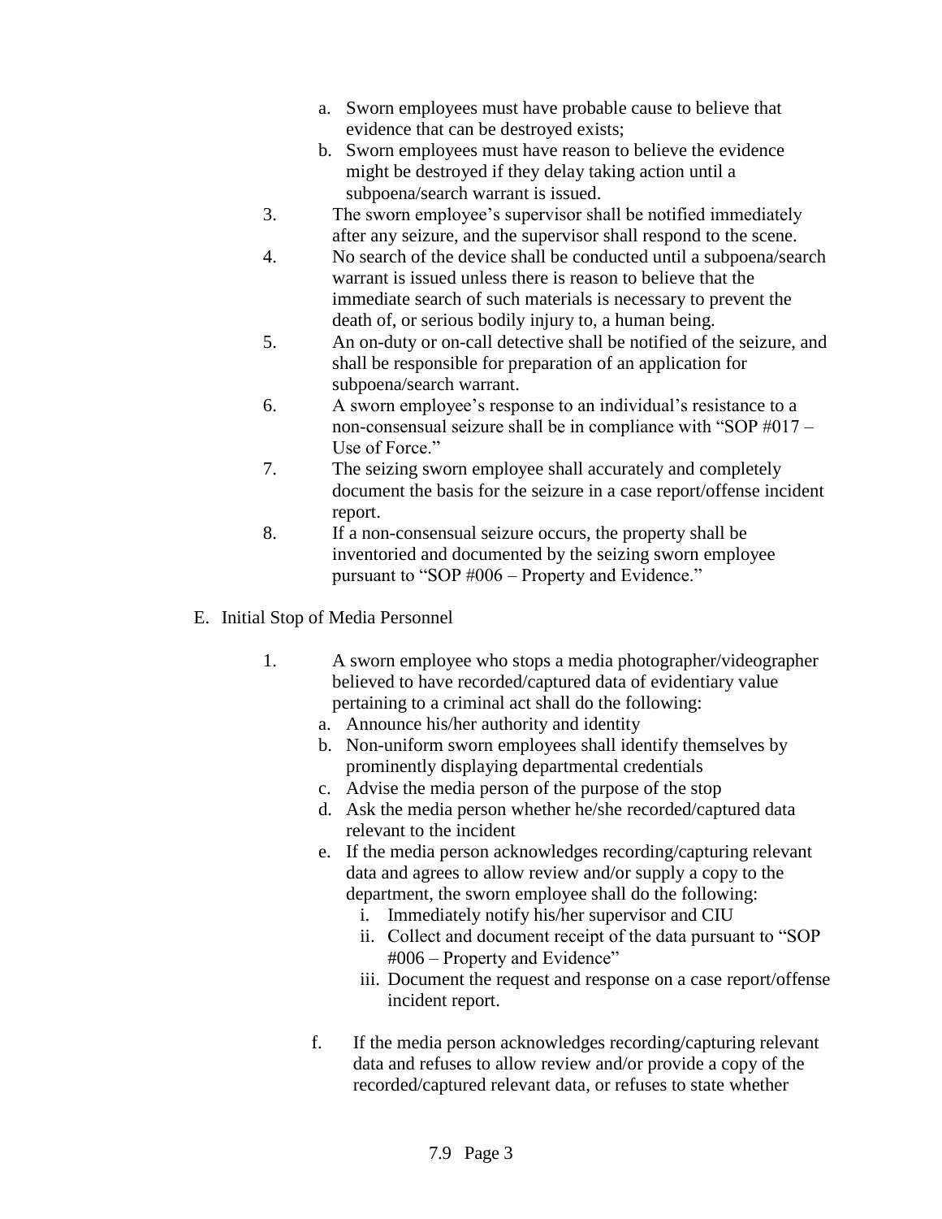a. Sworn employees must have probable cause to believe that evidence that can be destroyed exists;
b. Sworn employees must have reason to believe the evidence might be destroyed if they delay taking action until a subpoena/search warrant is issued.

3. The sworn employee's supervisor shall be notified immediately after any seizure, and the supervisor shall respond to the scene.
4. No search of the device shall be conducted until a subpoena/search warrant is issued unless there is reason to believe that the immediate search of such materials is necessary to prevent the death of, or serious bodily injury to, a human being.
5. An on-duty or on-call detective shall be notified of the seizure, and shall be responsible for preparation of an application for subpoena/search warrant.
6. A sworn employee's response to an individual's resistance to a non-consensual seizure shall be in compliance with "SOP #017 – Use of Force."
7. The seizing sworn employee shall accurately and completely document the basis for the seizure in a case report/offense incident report.
8. If a non-consensual seizure occurs, the property shall be inventoried and documented by the seizing sworn employee pursuant to "SOP #006 – Property and Evidence."

E. Initial Stop of Media Personnel

1. A sworn employee who stops a media photographer/videographer believed to have recorded/captured data of evidentiary value pertaining to a criminal act shall do the following:
   a. Announce his/her authority and identity
   b. Non-uniform sworn employees shall identify themselves by prominently displaying departmental credentials
   c. Advise the media person of the purpose of the stop
   d. Ask the media person whether he/she recorded/captured data relevant to the incident
   e. If the media person acknowledges recording/capturing relevant data and agrees to allow review and/or supply a copy to the department, the sworn employee shall do the following:
      i. Immediately notify his/her supervisor and CIU
      ii. Collect and document receipt of the data pursuant to "SOP #006 – Property and Evidence"
      iii. Document the request and response on a case report/offense incident report.
   f. If the media person acknowledges recording/capturing relevant data and refuses to allow review and/or provide a copy of the recorded/captured relevant data, or refuses to state whether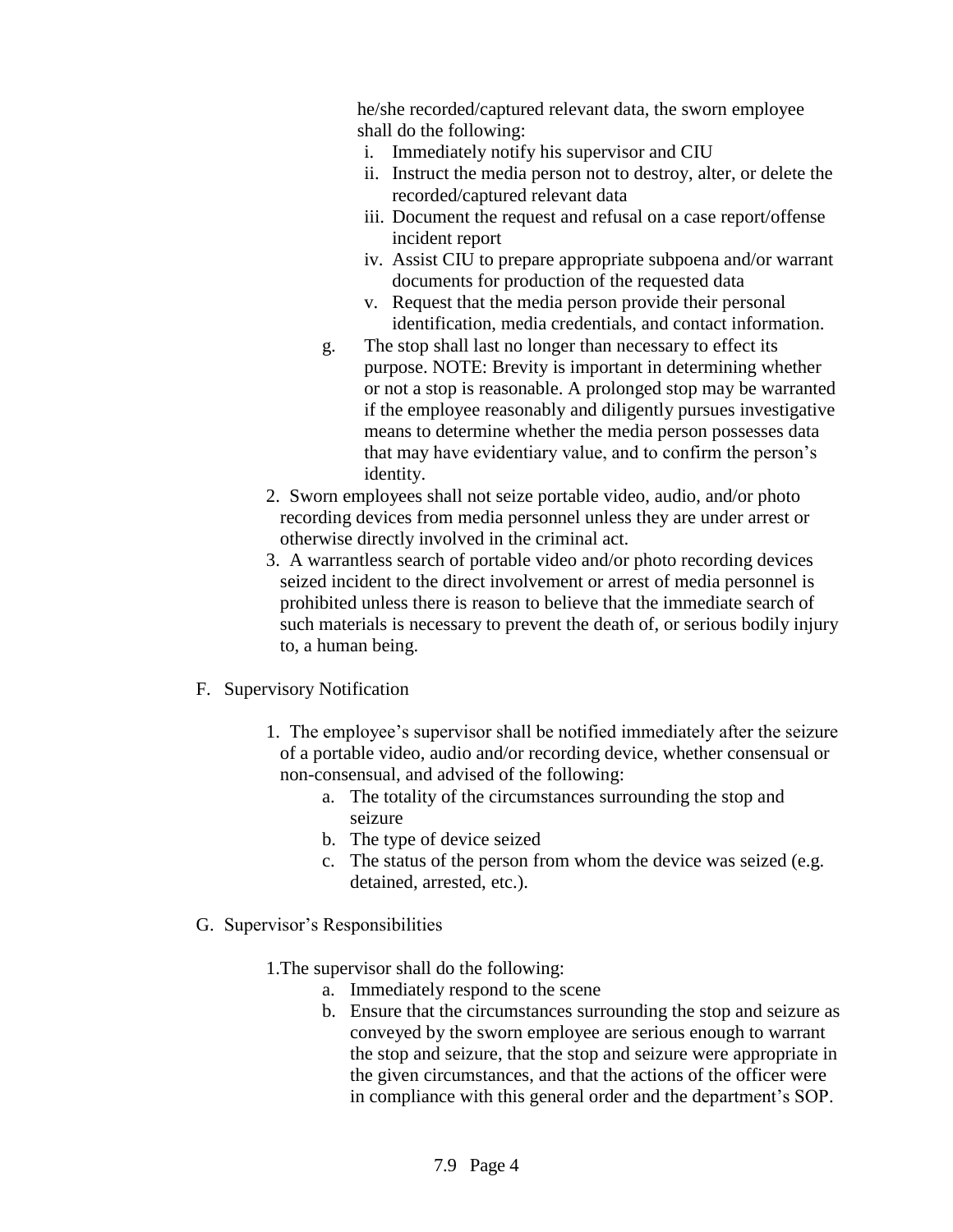he/she recorded/captured relevant data, the sworn employee shall do the following:

i. Immediately notify his supervisor and CIU
ii. Instruct the media person not to destroy, alter, or delete the recorded/captured relevant data
iii. Document the request and refusal on a case report/offense incident report
iv. Assist CIU to prepare appropriate subpoena and/or warrant documents for production of the requested data
v. Request that the media person provide their personal identification, media credentials, and contact information.

g. The stop shall last no longer than necessary to effect its purpose. NOTE: Brevity is important in determining whether or not a stop is reasonable. A prolonged stop may be warranted if the employee reasonably and diligently pursues investigative means to determine whether the media person possesses data that may have evidentiary value, and to confirm the person's identity.

2. Sworn employees shall not seize portable video, audio, and/or photo recording devices from media personnel unless they are under arrest or otherwise directly involved in the criminal act.

3. A warrantless search of portable video and/or photo recording devices seized incident to the direct involvement or arrest of media personnel is prohibited unless there is reason to believe that the immediate search of such materials is necessary to prevent the death of, or serious bodily injury to, a human being.

F. Supervisory Notification

1. The employee's supervisor shall be notified immediately after the seizure of a portable video, audio and/or recording device, whether consensual or non-consensual, and advised of the following:
   a. The totality of the circumstances surrounding the stop and seizure
   b. The type of device seized
   c. The status of the person from whom the device was seized (e.g. detained, arrested, etc.).

G. Supervisor's Responsibilities

1. The supervisor shall do the following:
   a. Immediately respond to the scene
   b. Ensure that the circumstances surrounding the stop and seizure as conveyed by the sworn employee are serious enough to warrant the stop and seizure, that the stop and seizure were appropriate in the given circumstances, and that the actions of the officer were in compliance with this general order and the department's SOP.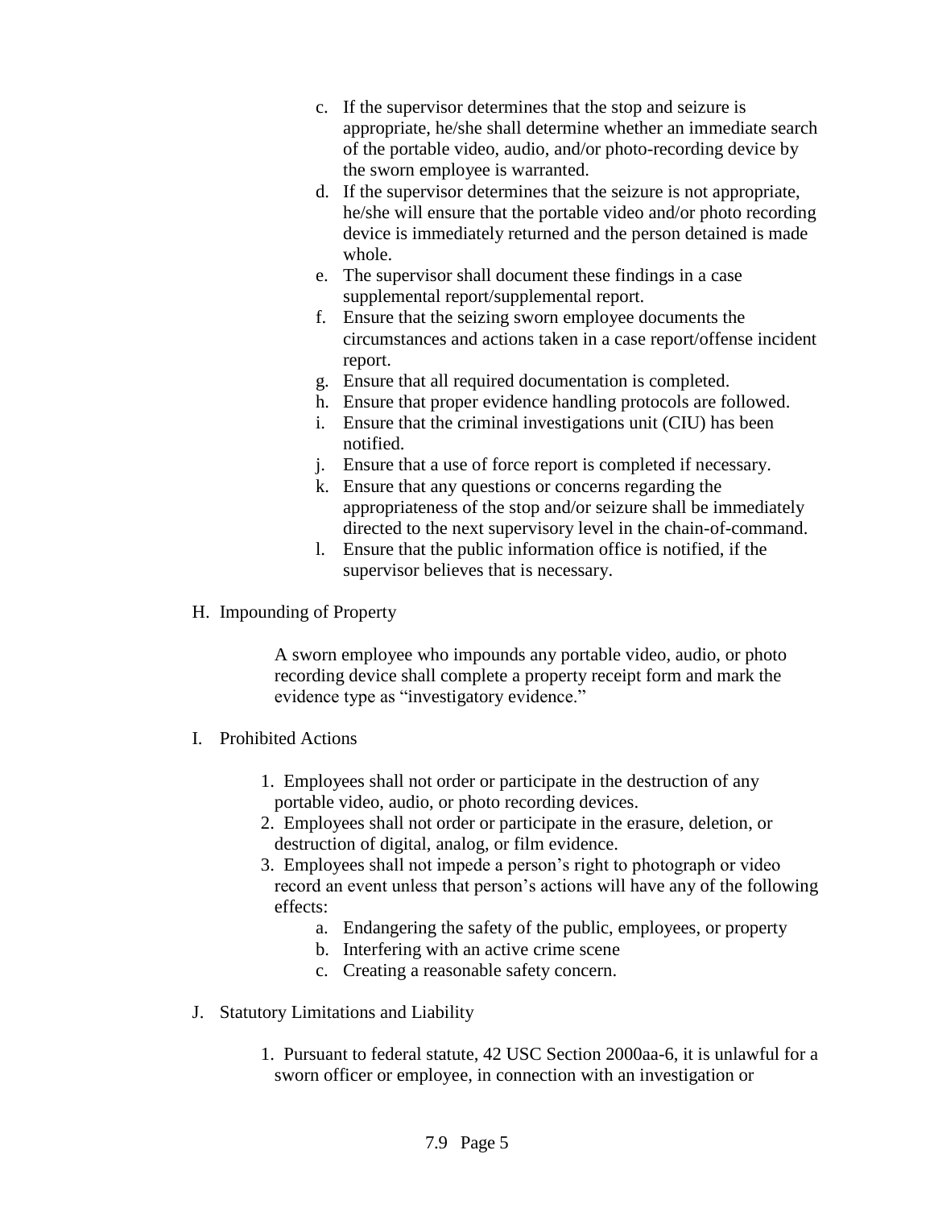c. If the supervisor determines that the stop and seizure is appropriate, he/she shall determine whether an immediate search of the portable video, audio, and/or photo-recording device by the sworn employee is warranted.
d. If the supervisor determines that the seizure is not appropriate, he/she will ensure that the portable video and/or photo recording device is immediately returned and the person detained is made whole.
e. The supervisor shall document these findings in a case supplemental report/supplemental report.
f. Ensure that the seizing sworn employee documents the circumstances and actions taken in a case report/offense incident report.
g. Ensure that all required documentation is completed.
h. Ensure that proper evidence handling protocols are followed.
i. Ensure that the criminal investigations unit (CIU) has been notified.
j. Ensure that a use of force report is completed if necessary.
k. Ensure that any questions or concerns regarding the appropriateness of the stop and/or seizure shall be immediately directed to the next supervisory level in the chain-of-command.
l. Ensure that the public information office is notified, if the supervisor believes that is necessary.

H. Impounding of Property

A sworn employee who impounds any portable video, audio, or photo recording device shall complete a property receipt form and mark the evidence type as "investigatory evidence."

I. Prohibited Actions

1. Employees shall not order or participate in the destruction of any portable video, audio, or photo recording devices.
2. Employees shall not order or participate in the erasure, deletion, or destruction of digital, analog, or film evidence.
3. Employees shall not impede a person's right to photograph or video record an event unless that person's actions will have any of the following effects:
    a. Endangering the safety of the public, employees, or property
    b. Interfering with an active crime scene
    c. Creating a reasonable safety concern.

J. Statutory Limitations and Liability

1. Pursuant to federal statute, 42 USC Section 2000aa-6, it is unlawful for a sworn officer or employee, in connection with an investigation or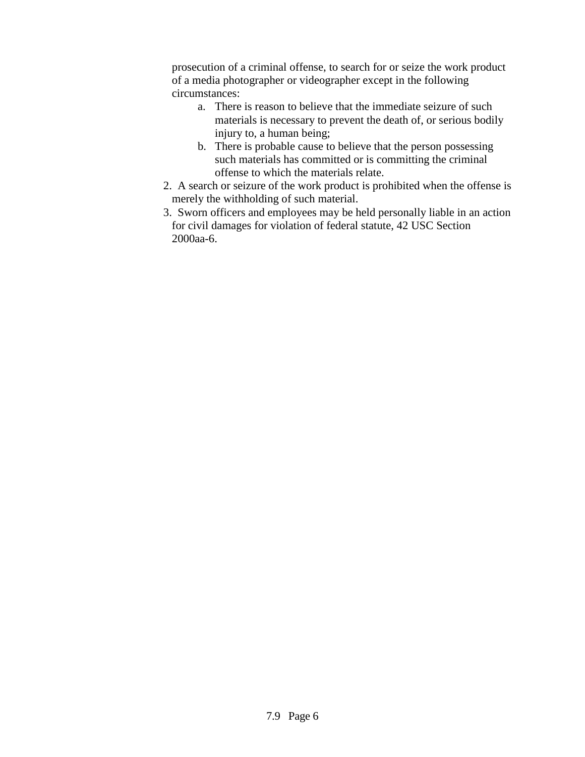prosecution of a criminal offense, to search for or seize the work product of a media photographer or videographer except in the following circumstances:

   a. There is reason to believe that the immediate seizure of such materials is necessary to prevent the death of, or serious bodily injury to, a human being;
   b. There is probable cause to believe that the person possessing such materials has committed or is committing the criminal offense to which the materials relate.

2. A search or seizure of the work product is prohibited when the offense is merely the withholding of such material.
3. Sworn officers and employees may be held personally liable in an action for civil damages for violation of federal statute, 42 USC Section 2000aa-6.